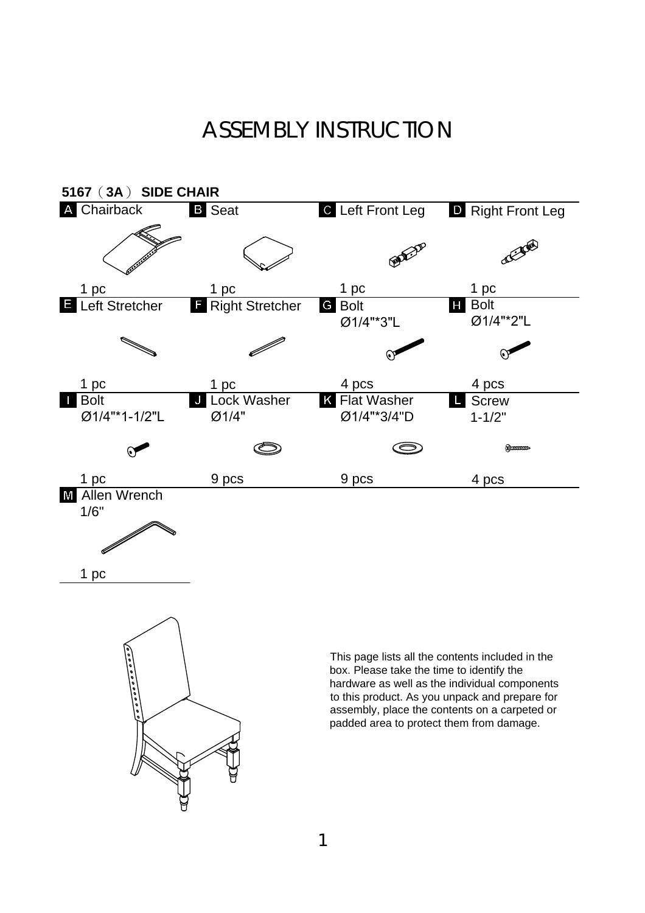# ASSEMBLY INSTRUCTION

**5167（3A） SIDE CHAIR**

| | | | |
|---|---|---|---|
| A Chairback<br>1 pc | B Seat<br>1 pc | C Left Front Leg<br>1 pc | D Right Front Leg<br>1 pc |
| E Left Stretcher<br>1 pc | F Right Stretcher<br>1 pc | G Bolt Ø1/4"*3"L<br>4 pcs | H Bolt Ø1/4"*2"L<br>4 pcs |
| I Bolt Ø1/4"*1-1/2"L<br>1 pc | J Lock Washer Ø1/4"<br>9 pcs | K Flat Washer Ø1/4"*3/4"D<br>9 pcs | L Screw 1-1/2"<br>4 pcs |
| M Allen Wrench 1/6"<br>1 pc | | | |

This page lists all the contents included in the box. Please take the time to identify the hardware as well as the individual components to this product. As you unpack and prepare for assembly, place the contents on a carpeted or padded area to protect them from damage.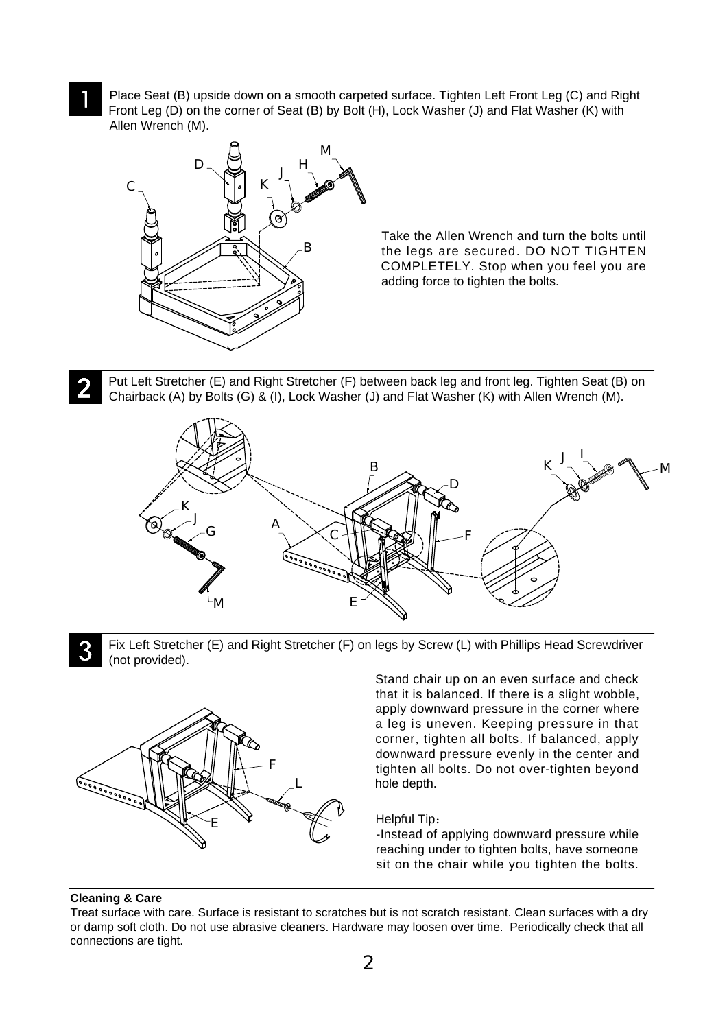**1** Place Seat (B) upside down on a smooth carpeted surface. Tighten Left Front Leg (C) and Right Front Leg (D) on the corner of Seat (B) by Bolt (H), Lock Washer (J) and Flat Washer (K) with Allen Wrench (M).

M
D H
J
C K
B

Take the Allen Wrench and turn the bolts until the legs are secured. DO NOT TIGHTEN COMPLETELY. Stop when you feel you are adding force to tighten the bolts.

**2** Put Left Stretcher (E) and Right Stretcher (F) between back leg and front leg. Tighten Seat (B) on Chairback (A) by Bolts (G) & (I), Lock Washer (J) and Flat Washer (K) with Allen Wrench (M).

I
J
B K M
D
K
J
A
G C F
E
M

**3** Fix Left Stretcher (E) and Right Stretcher (F) on legs by Screw (L) with Phillips Head Screwdriver (not provided).

F
L
E

Stand chair up on an even surface and check that it is balanced. If there is a slight wobble, apply downward pressure in the corner where a leg is uneven. Keeping pressure in that corner, tighten all bolts. If balanced, apply downward pressure evenly in the center and tighten all bolts. Do not over-tighten beyond hole depth.

Helpful Tip：
-Instead of applying downward pressure while reaching under to tighten bolts, have someone sit on the chair while you tighten the bolts.

**Cleaning & Care**

Treat surface with care. Surface is resistant to scratches but is not scratch resistant. Clean surfaces with a dry or damp soft cloth. Do not use abrasive cleaners. Hardware may loosen over time. Periodically check that all connections are tight.